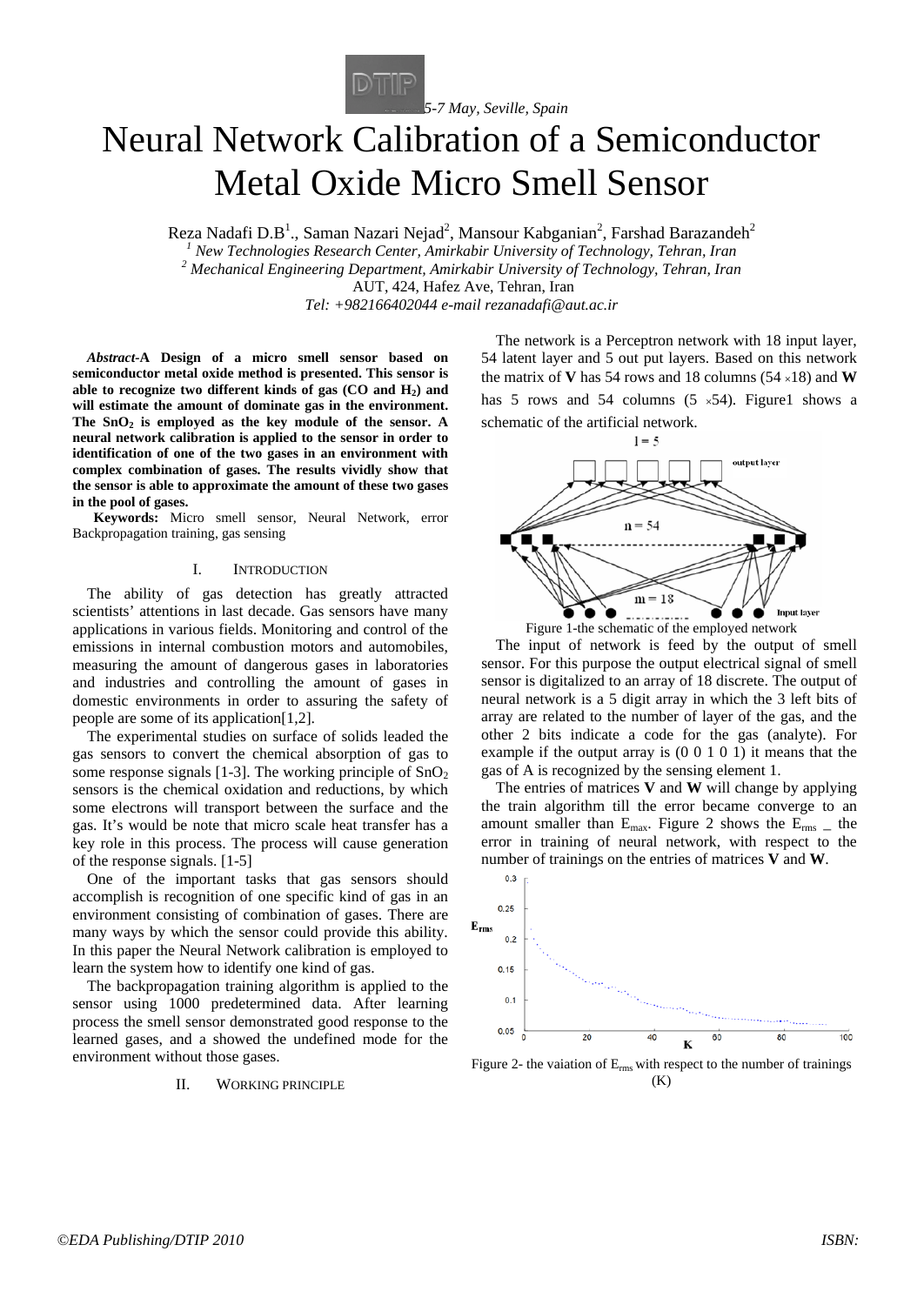5-7 May, Seville, Spain

# Neural Network Calibration of a Semiconductor Metal Oxide Micro Smell Sensor

Reza Nadafi D.B[1]., Saman Nazari Nejad[2], Mansour Kabganian[2], Farshad Barazandeh[2]

[1] *New Technologies Research Center, Amirkabir University of Technology, Tehran, Iran*
[2] *Mechanical Engineering Department, Amirkabir University of Technology, Tehran, Iran*
AUT, 424, Hafez Ave, Tehran, Iran
*Tel: +982166402044 e-mail rezanadafi@aut.ac.ir*

***Abstract*-A Design of a micro smell sensor based on semiconductor metal oxide method is presented. This sensor is able to recognize two different kinds of gas (CO and $H_2$) and will estimate the amount of dominate gas in the environment. The $SnO_2$ is employed as the key module of the sensor. A neural network calibration is applied to the sensor in order to identification of one of the two gases in an environment with complex combination of gases. The results vividly show that the sensor is able to approximate the amount of these two gases in the pool of gases.**

**Keywords:** Micro smell sensor, Neural Network, error Backpropagation training, gas sensing

## I. Introduction

The ability of gas detection has greatly attracted scientists' attentions in last decade. Gas sensors have many applications in various fields. Monitoring and control of the emissions in internal combustion motors and automobiles, measuring the amount of dangerous gases in laboratories and industries and controlling the amount of gases in domestic environments in order to assuring the safety of people are some of its application[1,2].

The experimental studies on surface of solids leaded the gas sensors to convert the chemical absorption of gas to some response signals [1-3]. The working principle of $SnO_2$ sensors is the chemical oxidation and reductions, by which some electrons will transport between the surface and the gas. It's would be note that micro scale heat transfer has a key role in this process. The process will cause generation of the response signals. [1-5]

One of the important tasks that gas sensors should accomplish is recognition of one specific kind of gas in an environment consisting of combination of gases. There are many ways by which the sensor could provide this ability. In this paper the Neural Network calibration is employed to learn the system how to identify one kind of gas.

The backpropagation training algorithm is applied to the sensor using 1000 predetermined data. After learning process the smell sensor demonstrated good response to the learned gases, and a showed the undefined mode for the environment without those gases.

## II. Working principle

The network is a Perceptron network with 18 input layer, 54 latent layer and 5 out put layers. Based on this network the matrix of **V** has 54 rows and 18 columns ($54 \times 18$) and **W** has 5 rows and 54 columns ($5 \times 54$). Figure1 shows a schematic of the artificial network.

Figure 1-the schematic of the employed network

The input of network is feed by the output of smell sensor. For this purpose the output electrical signal of smell sensor is digitalized to an array of 18 discrete. The output of neural network is a 5 digit array in which the 3 left bits of array are related to the number of layer of the gas, and the other 2 bits indicate a code for the gas (analyte). For example if the output array is (0 0 1 0 1) it means that the gas of A is recognized by the sensing element 1.

The entries of matrices **V** and **W** will change by applying the train algorithm till the error became converge to an amount smaller than $E_{max}$. Figure 2 shows the $E_{rms}$ _ the error in training of neural network, with respect to the number of trainings on the entries of matrices **V** and **W**.

Figure 2- the vaiation of $E_{rms}$ with respect to the number of trainings (K)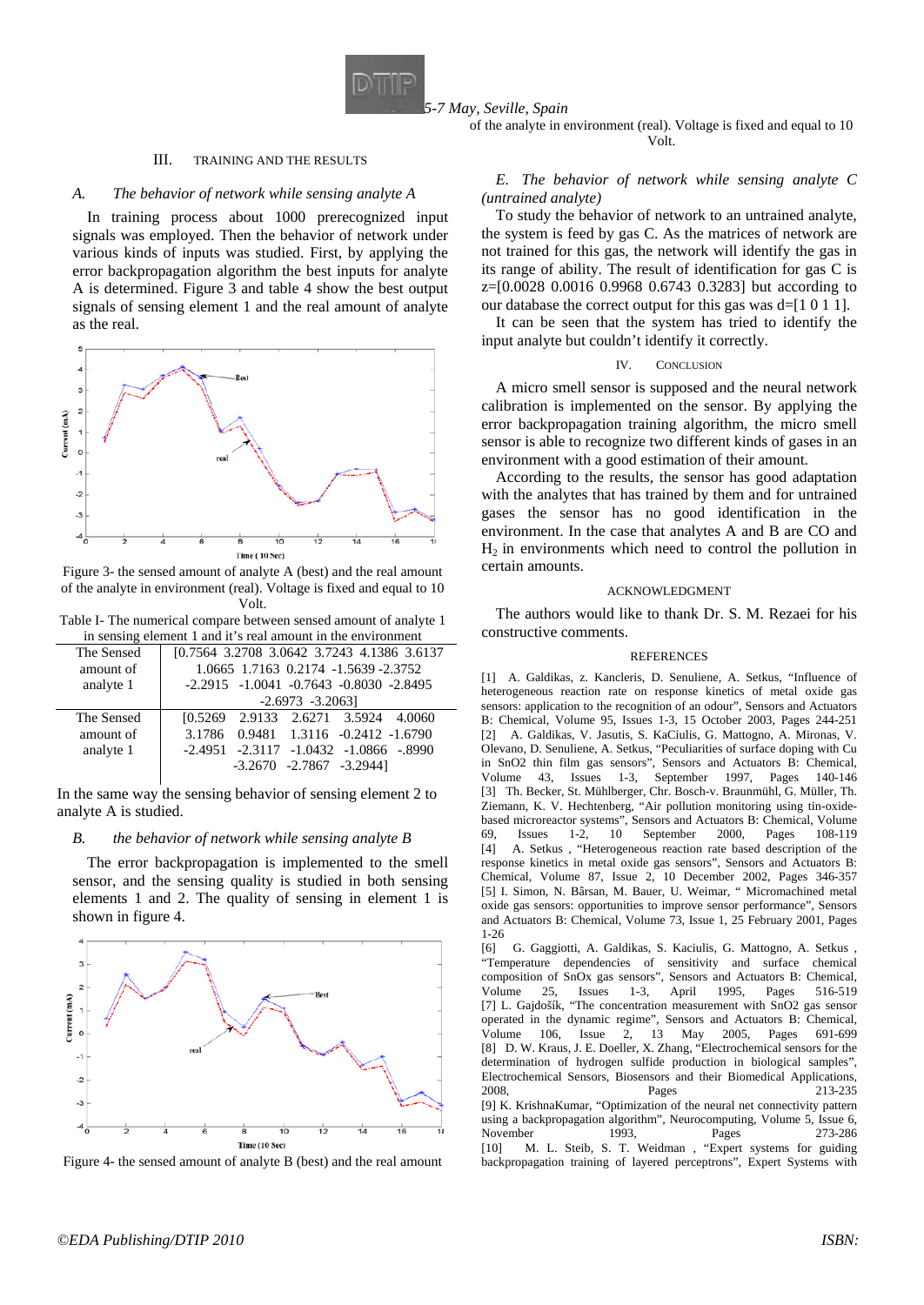of the analyte in environment (real). Voltage is fixed and equal to 10 Volt.

## III. Training and the Results

### A. *The behavior of network while sensing analyte A*

In training process about 1000 prerecognized input signals was employed. Then the behavior of network under various kinds of inputs was studied. First, by applying the error backpropagation algorithm the best inputs for analyte A is determined. Figure 3 and table 4 show the best output signals of sensing element 1 and the real amount of analyte as the real.

Figure 3- the sensed amount of analyte A (best) and the real amount of the analyte in environment (real). Voltage is fixed and equal to 10 Volt.

Table I- The numerical compare between sensed amount of analyte 1 in sensing element 1 and it's real amount in the environment

| | |
|---|---|
| The Sensed amount of analyte 1 | [0.7564 3.2708 3.0642 3.7243 4.1386 3.6137 1.0665 1.7163 0.2174 -1.5639 -2.3752 -2.2915 -1.0041 -0.7643 -0.8030 -2.8495 -2.6973 -3.2063] |
| The Sensed amount of analyte 1 | [0.5269 2.9133 2.6271 3.5924 4.0060 3.1786 0.9481 1.3116 -0.2412 -1.6790 -2.4951 -2.3117 -1.0432 -1.0866 -.8990 -3.2670 -2.7867 -3.2944] |

In the same way the sensing behavior of sensing element 2 to analyte A is studied.

### B. *the behavior of network while sensing analyte B*

The error backpropagation is implemented to the smell sensor, and the sensing quality is studied in both sensing elements 1 and 2. The quality of sensing in element 1 is shown in figure 4.

Figure 4- the sensed amount of analyte B (best) and the real amount of the analyte in environment (real). Voltage is fixed and equal to 10 Volt.

### E. *The behavior of network while sensing analyte C (untrained analyte)*

To study the behavior of network to an untrained analyte, the system is feed by gas C. As the matrices of network are not trained for this gas, the network will identify the gas in its range of ability. The result of identification for gas C is z=[0.0028 0.0016 0.9968 0.6743 0.3283] but according to our database the correct output for this gas was d=[1 0 1 1].

It can be seen that the system has tried to identify the input analyte but couldn't identify it correctly.

## IV. Conclusion

A micro smell sensor is supposed and the neural network calibration is implemented on the sensor. By applying the error backpropagation training algorithm, the micro smell sensor is able to recognize two different kinds of gases in an environment with a good estimation of their amount.

According to the results, the sensor has good adaptation with the analytes that has trained by them and for untrained gases the sensor has no good identification in the environment. In the case that analytes A and B are CO and $H_2$ in environments which need to control the pollution in certain amounts.

## Acknowledgment

The authors would like to thank Dr. S. M. Rezaei for his constructive comments.

## References

[1] A. Galdikas, z. Kancleris, D. Senuliene, A. Setkus, "Influence of heterogeneous reaction rate on response kinetics of metal oxide gas sensors: application to the recognition of an odour", Sensors and Actuators B: Chemical, Volume 95, Issues 1-3, 15 October 2003, Pages 244-251

[2] A. Galdikas, V. Jasutis, S. KaCiulis, G. Mattogno, A. Mironas, V. Olevano, D. Senuliene, A. Setkus, "Peculiarities of surface doping with Cu in SnO2 thin film gas sensors", Sensors and Actuators B: Chemical, Volume 43, Issues 1-3, September 1997, Pages 140-146

[3] Th. Becker, St. Mühlberger, Chr. Bosch-v. Braunmühl, G. Müller, Th. Ziemann, K. V. Hechtenberg, "Air pollution monitoring using tin-oxide-based microreactor systems", Sensors and Actuators B: Chemical, Volume 69, Issues 1-2, 10 September 2000, Pages 108-119

[4] A. Setkus , "Heterogeneous reaction rate based description of the response kinetics in metal oxide gas sensors", Sensors and Actuators B: Chemical, Volume 87, Issue 2, 10 December 2002, Pages 346-357

[5] I. Simon, N. Bârsan, M. Bauer, U. Weimar, " Micromachined metal oxide gas sensors: opportunities to improve sensor performance", Sensors and Actuators B: Chemical, Volume 73, Issue 1, 25 February 2001, Pages 1-26

[6] G. Gaggiotti, A. Galdikas, S. Kaciulis, G. Mattogno, A. Setkus , "Temperature dependencies of sensitivity and surface chemical composition of SnOx gas sensors", Sensors and Actuators B: Chemical, Volume 25, Issues 1-3, April 1995, Pages 516-519

[7] L. Gajdošík, "The concentration measurement with SnO2 gas sensor operated in the dynamic regime", Sensors and Actuators B: Chemical, Volume 106, Issue 2, 13 May 2005, Pages 691-699

[8] D. W. Kraus, J. E. Doeller, X. Zhang, "Electrochemical sensors for the determination of hydrogen sulfide production in biological samples", Electrochemical Sensors, Biosensors and their Biomedical Applications, 2008, Pages 213-235

[9] K. KrishnaKumar, "Optimization of the neural net connectivity pattern using a backpropagation algorithm", Neurocomputing, Volume 5, Issue 6, November 1993, Pages 273-286

[10] M. L. Steib, S. T. Weidman , "Expert systems for guiding backpropagation training of layered perceptrons", Expert Systems with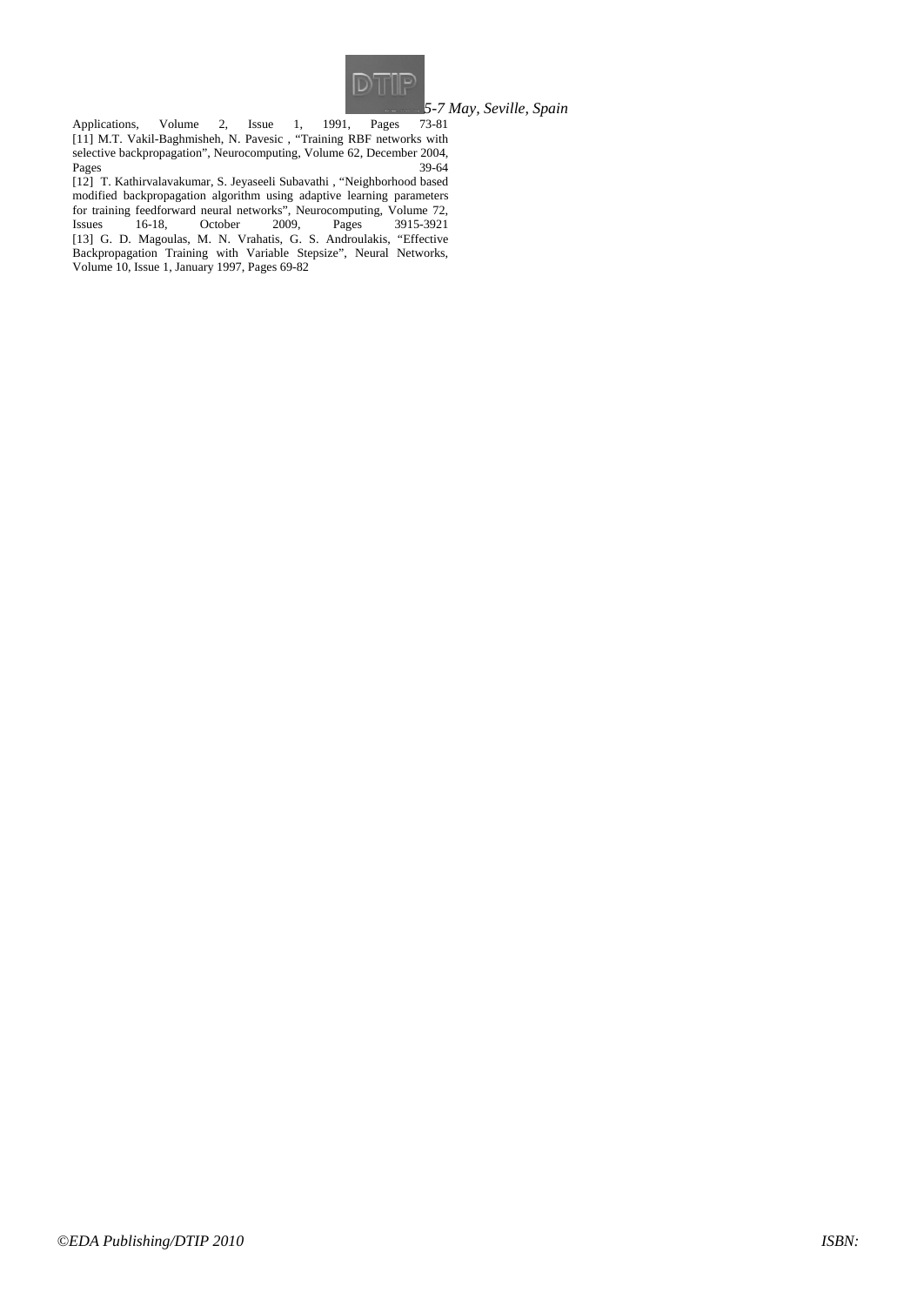Applications, Volume 2, Issue 1, 1991, Pages 73-81

[11] M.T. Vakil-Baghmisheh, N. Pavesic , "Training RBF networks with selective backpropagation", Neurocomputing, Volume 62, December 2004, Pages 39-64

[12] T. Kathirvalavakumar, S. Jeyaseeli Subavathi , "Neighborhood based modified backpropagation algorithm using adaptive learning parameters for training feedforward neural networks", Neurocomputing, Volume 72, Issues 16-18, October 2009, Pages 3915-3921

[13] G. D. Magoulas, M. N. Vrahatis, G. S. Androulakis, "Effective Backpropagation Training with Variable Stepsize", Neural Networks, Volume 10, Issue 1, January 1997, Pages 69-82